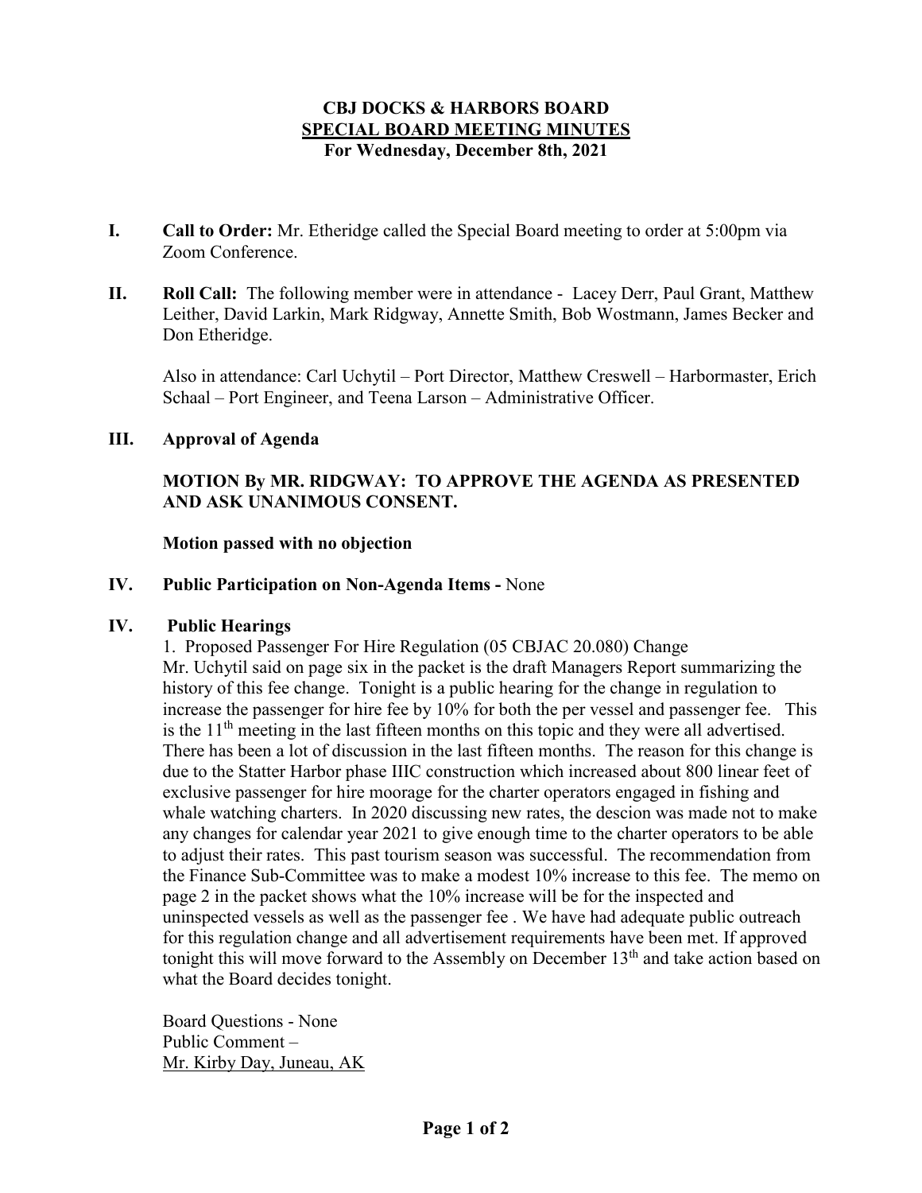# CBJ DOCKS & HARBORS BOARD
## SPECIAL BOARD MEETING MINUTES
### For Wednesday, December 8th, 2021

**I. Call to Order:** Mr. Etheridge called the Special Board meeting to order at 5:00pm via Zoom Conference.

**II. Roll Call:** The following member were in attendance - Lacey Derr, Paul Grant, Matthew Leither, David Larkin, Mark Ridgway, Annette Smith, Bob Wostmann, James Becker and Don Etheridge.

Also in attendance: Carl Uchytil – Port Director, Matthew Creswell – Harbormaster, Erich Schaal – Port Engineer, and Teena Larson – Administrative Officer.

**III. Approval of Agenda**

**MOTION By MR. RIDGWAY: TO APPROVE THE AGENDA AS PRESENTED AND ASK UNANIMOUS CONSENT.**

**Motion passed with no objection**

**IV. Public Participation on Non-Agenda Items -** None

**IV. Public Hearings**

1. Proposed Passenger For Hire Regulation (05 CBJAC 20.080) Change

Mr. Uchytil said on page six in the packet is the draft Managers Report summarizing the history of this fee change. Tonight is a public hearing for the change in regulation to increase the passenger for hire fee by 10% for both the per vessel and passenger fee. This is the 11th meeting in the last fifteen months on this topic and they were all advertised. There has been a lot of discussion in the last fifteen months. The reason for this change is due to the Statter Harbor phase IIIC construction which increased about 800 linear feet of exclusive passenger for hire moorage for the charter operators engaged in fishing and whale watching charters. In 2020 discussing new rates, the descion was made not to make any changes for calendar year 2021 to give enough time to the charter operators to be able to adjust their rates. This past tourism season was successful. The recommendation from the Finance Sub-Committee was to make a modest 10% increase to this fee. The memo on page 2 in the packet shows what the 10% increase will be for the inspected and uninspected vessels as well as the passenger fee . We have had adequate public outreach for this regulation change and all advertisement requirements have been met. If approved tonight this will move forward to the Assembly on December 13th and take action based on what the Board decides tonight.

Board Questions - None

Public Comment –

Mr. Kirby Day, Juneau, AK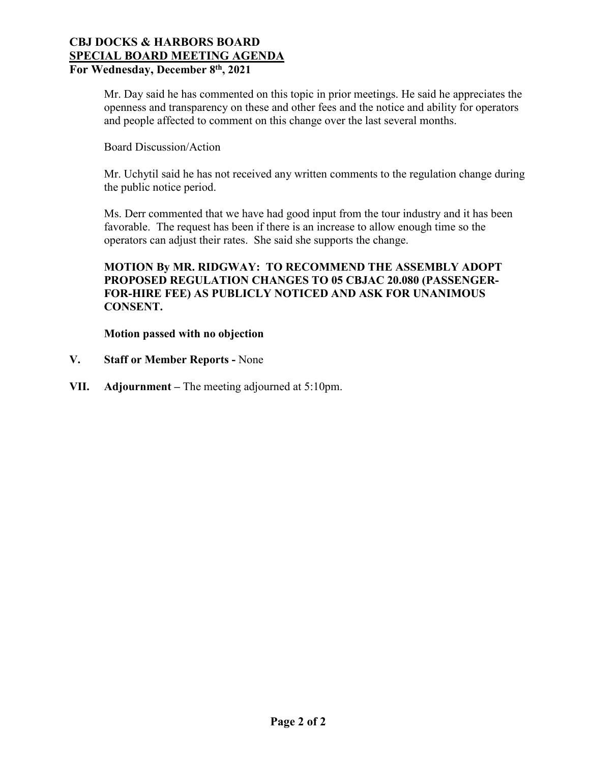Mr. Day said he has commented on this topic in prior meetings. He said he appreciates the openness and transparency on these and other fees and the notice and ability for operators and people affected to comment on this change over the last several months.

Board Discussion/Action

Mr. Uchytil said he has not received any written comments to the regulation change during the public notice period.

Ms. Derr commented that we have had good input from the tour industry and it has been favorable. The request has been if there is an increase to allow enough time so the operators can adjust their rates. She said she supports the change.

**MOTION By MR. RIDGWAY: TO RECOMMEND THE ASSEMBLY ADOPT PROPOSED REGULATION CHANGES TO 05 CBJAC 20.080 (PASSENGER-FOR-HIRE FEE) AS PUBLICLY NOTICED AND ASK FOR UNANIMOUS CONSENT.**

**Motion passed with no objection**

**V. Staff or Member Reports -** None

**VII. Adjournment –** The meeting adjourned at 5:10pm.